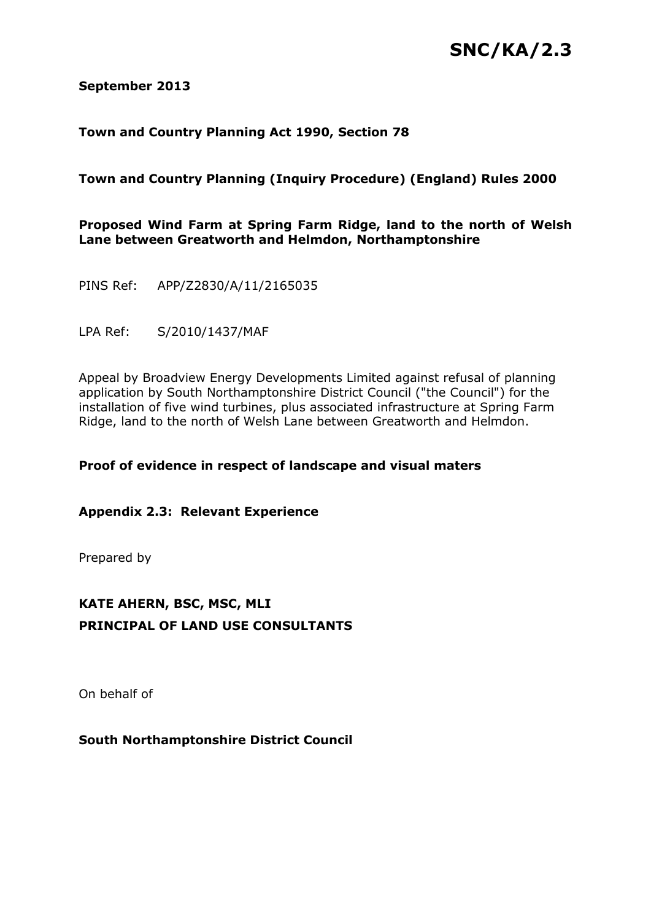# SNC/KA/2.3

**September 2013**

**Town and Country Planning Act 1990, Section 78**

**Town and Country Planning (Inquiry Procedure) (England) Rules 2000**

**Proposed Wind Farm at Spring Farm Ridge, land to the north of Welsh Lane between Greatworth and Helmdon, Northamptonshire**

PINS Ref: APP/Z2830/A/11/2165035

LPA Ref: S/2010/1437/MAF

Appeal by Broadview Energy Developments Limited against refusal of planning application by South Northamptonshire District Council ("the Council") for the installation of five wind turbines, plus associated infrastructure at Spring Farm Ridge, land to the north of Welsh Lane between Greatworth and Helmdon.

**Proof of evidence in respect of landscape and visual maters**

**Appendix 2.3: Relevant Experience**

Prepared by

**KATE AHERN, BSC, MSC, MLI**
**PRINCIPAL OF LAND USE CONSULTANTS**

On behalf of

**South Northamptonshire District Council**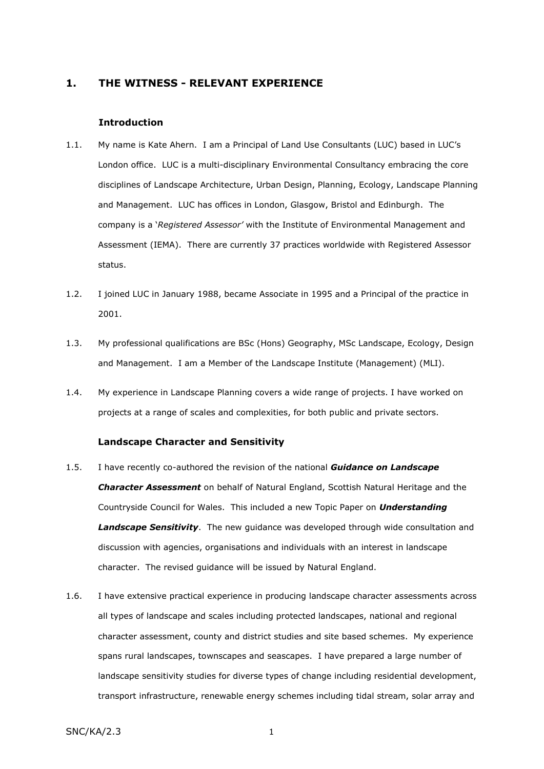## 1. THE WITNESS - RELEVANT EXPERIENCE

### Introduction

1.1. My name is Kate Ahern. I am a Principal of Land Use Consultants (LUC) based in LUC's London office. LUC is a multi-disciplinary Environmental Consultancy embracing the core disciplines of Landscape Architecture, Urban Design, Planning, Ecology, Landscape Planning and Management. LUC has offices in London, Glasgow, Bristol and Edinburgh. The company is a '*Registered Assessor'* with the Institute of Environmental Management and Assessment (IEMA). There are currently 37 practices worldwide with Registered Assessor status.

1.2. I joined LUC in January 1988, became Associate in 1995 and a Principal of the practice in 2001.

1.3. My professional qualifications are BSc (Hons) Geography, MSc Landscape, Ecology, Design and Management. I am a Member of the Landscape Institute (Management) (MLI).

1.4. My experience in Landscape Planning covers a wide range of projects. I have worked on projects at a range of scales and complexities, for both public and private sectors.

### Landscape Character and Sensitivity

1.5. I have recently co-authored the revision of the national ***Guidance on Landscape Character Assessment*** on behalf of Natural England, Scottish Natural Heritage and the Countryside Council for Wales. This included a new Topic Paper on ***Understanding Landscape Sensitivity***. The new guidance was developed through wide consultation and discussion with agencies, organisations and individuals with an interest in landscape character. The revised guidance will be issued by Natural England.

1.6. I have extensive practical experience in producing landscape character assessments across all types of landscape and scales including protected landscapes, national and regional character assessment, county and district studies and site based schemes. My experience spans rural landscapes, townscapes and seascapes. I have prepared a large number of landscape sensitivity studies for diverse types of change including residential development, transport infrastructure, renewable energy schemes including tidal stream, solar array and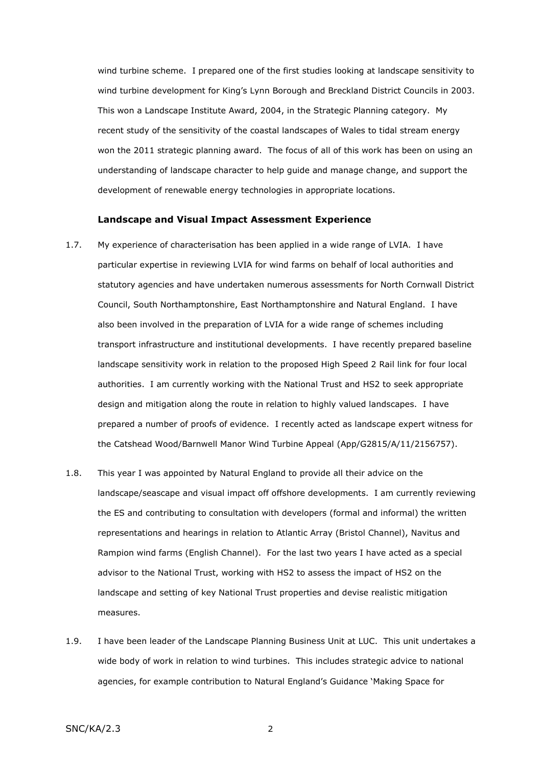wind turbine scheme. I prepared one of the first studies looking at landscape sensitivity to wind turbine development for King's Lynn Borough and Breckland District Councils in 2003. This won a Landscape Institute Award, 2004, in the Strategic Planning category. My recent study of the sensitivity of the coastal landscapes of Wales to tidal stream energy won the 2011 strategic planning award. The focus of all of this work has been on using an understanding of landscape character to help guide and manage change, and support the development of renewable energy technologies in appropriate locations.

### Landscape and Visual Impact Assessment Experience

1.7. My experience of characterisation has been applied in a wide range of LVIA. I have particular expertise in reviewing LVIA for wind farms on behalf of local authorities and statutory agencies and have undertaken numerous assessments for North Cornwall District Council, South Northamptonshire, East Northamptonshire and Natural England. I have also been involved in the preparation of LVIA for a wide range of schemes including transport infrastructure and institutional developments. I have recently prepared baseline landscape sensitivity work in relation to the proposed High Speed 2 Rail link for four local authorities. I am currently working with the National Trust and HS2 to seek appropriate design and mitigation along the route in relation to highly valued landscapes. I have prepared a number of proofs of evidence. I recently acted as landscape expert witness for the Catshead Wood/Barnwell Manor Wind Turbine Appeal (App/G2815/A/11/2156757).

1.8. This year I was appointed by Natural England to provide all their advice on the landscape/seascape and visual impact off offshore developments. I am currently reviewing the ES and contributing to consultation with developers (formal and informal) the written representations and hearings in relation to Atlantic Array (Bristol Channel), Navitus and Rampion wind farms (English Channel). For the last two years I have acted as a special advisor to the National Trust, working with HS2 to assess the impact of HS2 on the landscape and setting of key National Trust properties and devise realistic mitigation measures.

1.9. I have been leader of the Landscape Planning Business Unit at LUC. This unit undertakes a wide body of work in relation to wind turbines. This includes strategic advice to national agencies, for example contribution to Natural England's Guidance 'Making Space for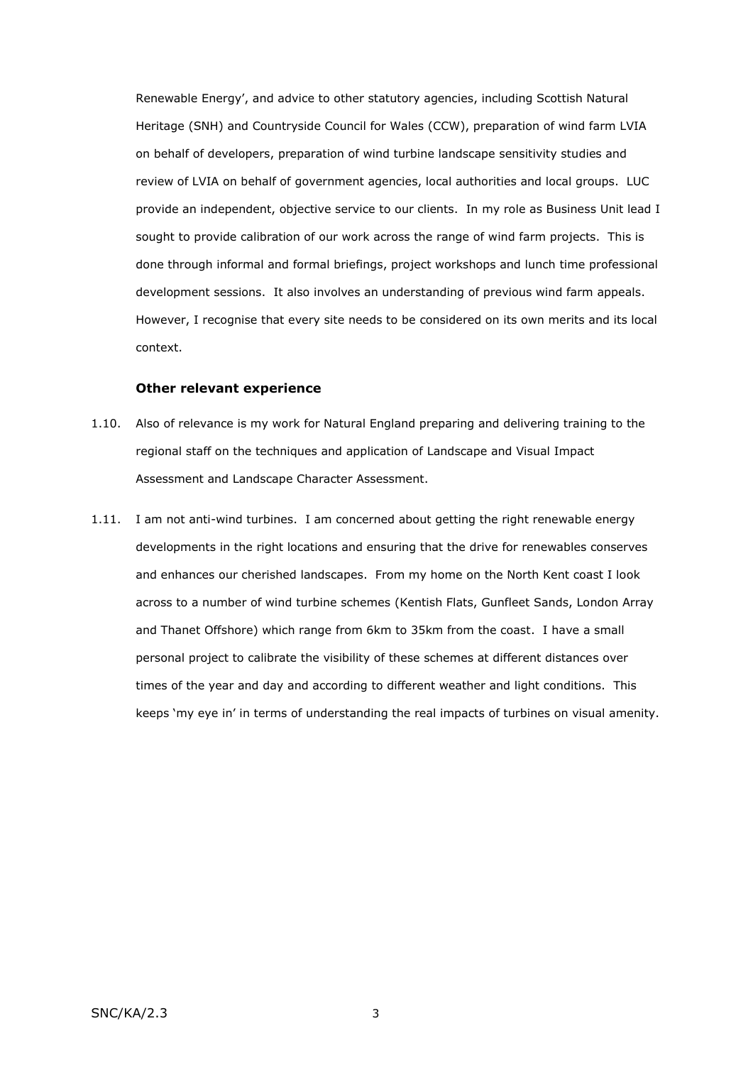Renewable Energy', and advice to other statutory agencies, including Scottish Natural Heritage (SNH) and Countryside Council for Wales (CCW), preparation of wind farm LVIA on behalf of developers, preparation of wind turbine landscape sensitivity studies and review of LVIA on behalf of government agencies, local authorities and local groups. LUC provide an independent, objective service to our clients. In my role as Business Unit lead I sought to provide calibration of our work across the range of wind farm projects. This is done through informal and formal briefings, project workshops and lunch time professional development sessions. It also involves an understanding of previous wind farm appeals. However, I recognise that every site needs to be considered on its own merits and its local context.

### Other relevant experience

1.10. Also of relevance is my work for Natural England preparing and delivering training to the regional staff on the techniques and application of Landscape and Visual Impact Assessment and Landscape Character Assessment.

1.11. I am not anti-wind turbines. I am concerned about getting the right renewable energy developments in the right locations and ensuring that the drive for renewables conserves and enhances our cherished landscapes. From my home on the North Kent coast I look across to a number of wind turbine schemes (Kentish Flats, Gunfleet Sands, London Array and Thanet Offshore) which range from 6km to 35km from the coast. I have a small personal project to calibrate the visibility of these schemes at different distances over times of the year and day and according to different weather and light conditions. This keeps 'my eye in' in terms of understanding the real impacts of turbines on visual amenity.